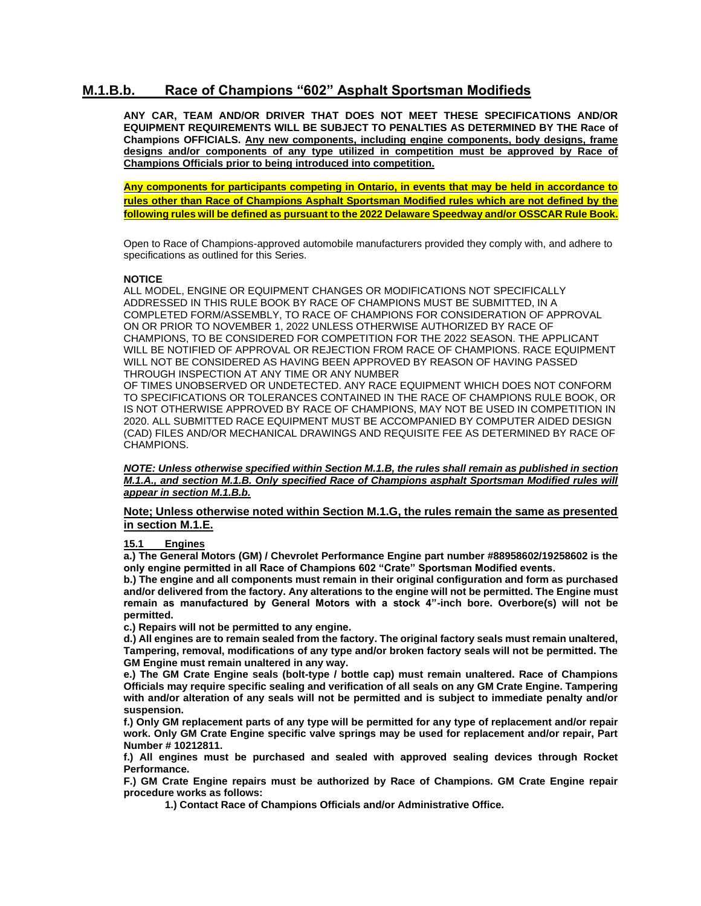## M.1.B.b. Race of Champions "602" Asphalt Sportsman Modifieds

**ANY CAR, TEAM AND/OR DRIVER THAT DOES NOT MEET THESE SPECIFICATIONS AND/OR EQUIPMENT REQUIREMENTS WILL BE SUBJECT TO PENALTIES AS DETERMINED BY THE Race of Champions OFFICIALS. <u>Any new components, including engine components, body designs, frame designs and/or components of any type utilized in competition must be approved by Race of Champions Officials prior to being introduced into competition.</u>**

**<u>Any components for participants competing in Ontario, in events that may be held in accordance to rules other than Race of Champions Asphalt Sportsman Modified rules which are not defined by the following rules will be defined as pursuant to the 2022 Delaware Speedway and/or OSSCAR Rule Book.</u>**

Open to Race of Champions-approved automobile manufacturers provided they comply with, and adhere to specifications as outlined for this Series.

**NOTICE**

ALL MODEL, ENGINE OR EQUIPMENT CHANGES OR MODIFICATIONS NOT SPECIFICALLY ADDRESSED IN THIS RULE BOOK BY RACE OF CHAMPIONS MUST BE SUBMITTED, IN A COMPLETED FORM/ASSEMBLY, TO RACE OF CHAMPIONS FOR CONSIDERATION OF APPROVAL ON OR PRIOR TO NOVEMBER 1, 2022 UNLESS OTHERWISE AUTHORIZED BY RACE OF CHAMPIONS, TO BE CONSIDERED FOR COMPETITION FOR THE 2022 SEASON. THE APPLICANT WILL BE NOTIFIED OF APPROVAL OR REJECTION FROM RACE OF CHAMPIONS. RACE EQUIPMENT WILL NOT BE CONSIDERED AS HAVING BEEN APPROVED BY REASON OF HAVING PASSED THROUGH INSPECTION AT ANY TIME OR ANY NUMBER OF TIMES UNOBSERVED OR UNDETECTED. ANY RACE EQUIPMENT WHICH DOES NOT CONFORM TO SPECIFICATIONS OR TOLERANCES CONTAINED IN THE RACE OF CHAMPIONS RULE BOOK, OR IS NOT OTHERWISE APPROVED BY RACE OF CHAMPIONS, MAY NOT BE USED IN COMPETITION IN 2020. ALL SUBMITTED RACE EQUIPMENT MUST BE ACCOMPANIED BY COMPUTER AIDED DESIGN (CAD) FILES AND/OR MECHANICAL DRAWINGS AND REQUISITE FEE AS DETERMINED BY RACE OF CHAMPIONS.

***<u>NOTE: Unless otherwise specified within Section M.1.B, the rules shall remain as published in section M.1.A., and section M.1.B. Only specified Race of Champions asphalt Sportsman Modified rules will appear in section M.1.B.b.</u>***

**<u>Note; Unless otherwise noted within Section M.1.G, the rules remain the same as presented in section M.1.E.</u>**

**<u>15.1 Engines</u>**

**a.) The General Motors (GM) / Chevrolet Performance Engine part number #88958602/19258602 is the only engine permitted in all Race of Champions 602 "Crate" Sportsman Modified events.**

**b.) The engine and all components must remain in their original configuration and form as purchased and/or delivered from the factory. Any alterations to the engine will not be permitted. The Engine must remain as manufactured by General Motors with a stock 4"-inch bore. Overbore(s) will not be permitted.**

**c.) Repairs will not be permitted to any engine.**

**d.) All engines are to remain sealed from the factory. The original factory seals must remain unaltered, Tampering, removal, modifications of any type and/or broken factory seals will not be permitted. The GM Engine must remain unaltered in any way.**

**e.) The GM Crate Engine seals (bolt-type / bottle cap) must remain unaltered. Race of Champions Officials may require specific sealing and verification of all seals on any GM Crate Engine. Tampering with and/or alteration of any seals will not be permitted and is subject to immediate penalty and/or suspension.**

**f.) Only GM replacement parts of any type will be permitted for any type of replacement and/or repair work. Only GM Crate Engine specific valve springs may be used for replacement and/or repair, Part Number # 10212811.**

**f.) All engines must be purchased and sealed with approved sealing devices through Rocket Performance.**

**F.) GM Crate Engine repairs must be authorized by Race of Champions. GM Crate Engine repair procedure works as follows:**

**1.) Contact Race of Champions Officials and/or Administrative Office.**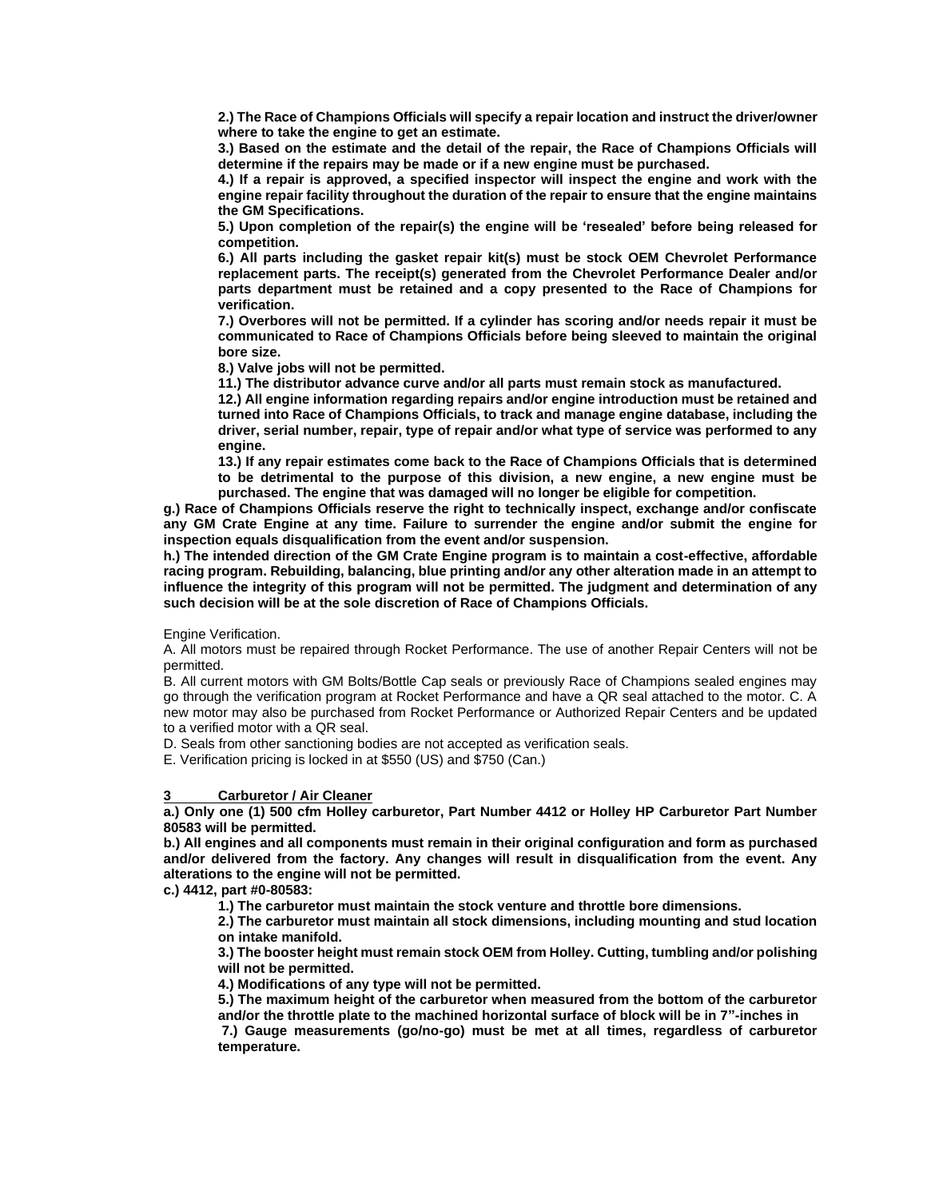**2.) The Race of Champions Officials will specify a repair location and instruct the driver/owner where to take the engine to get an estimate.**

**3.) Based on the estimate and the detail of the repair, the Race of Champions Officials will determine if the repairs may be made or if a new engine must be purchased.**

**4.) If a repair is approved, a specified inspector will inspect the engine and work with the engine repair facility throughout the duration of the repair to ensure that the engine maintains the GM Specifications.**

**5.) Upon completion of the repair(s) the engine will be 'resealed' before being released for competition.**

**6.) All parts including the gasket repair kit(s) must be stock OEM Chevrolet Performance replacement parts. The receipt(s) generated from the Chevrolet Performance Dealer and/or parts department must be retained and a copy presented to the Race of Champions for verification.**

**7.) Overbores will not be permitted. If a cylinder has scoring and/or needs repair it must be communicated to Race of Champions Officials before being sleeved to maintain the original bore size.**

**8.) Valve jobs will not be permitted.**

**11.) The distributor advance curve and/or all parts must remain stock as manufactured.**

**12.) All engine information regarding repairs and/or engine introduction must be retained and turned into Race of Champions Officials, to track and manage engine database, including the driver, serial number, repair, type of repair and/or what type of service was performed to any engine.**

**13.) If any repair estimates come back to the Race of Champions Officials that is determined to be detrimental to the purpose of this division, a new engine, a new engine must be purchased. The engine that was damaged will no longer be eligible for competition.**

**g.) Race of Champions Officials reserve the right to technically inspect, exchange and/or confiscate any GM Crate Engine at any time. Failure to surrender the engine and/or submit the engine for inspection equals disqualification from the event and/or suspension.**

**h.) The intended direction of the GM Crate Engine program is to maintain a cost-effective, affordable racing program. Rebuilding, balancing, blue printing and/or any other alteration made in an attempt to influence the integrity of this program will not be permitted. The judgment and determination of any such decision will be at the sole discretion of Race of Champions Officials.**

Engine Verification.

A. All motors must be repaired through Rocket Performance. The use of another Repair Centers will not be permitted.

B. All current motors with GM Bolts/Bottle Cap seals or previously Race of Champions sealed engines may go through the verification program at Rocket Performance and have a QR seal attached to the motor. C. A new motor may also be purchased from Rocket Performance or Authorized Repair Centers and be updated to a verified motor with a QR seal.

D. Seals from other sanctioning bodies are not accepted as verification seals.

E. Verification pricing is locked in at $550 (US) and $750 (Can.)

**3 Carburetor / Air Cleaner**

**a.) Only one (1) 500 cfm Holley carburetor, Part Number 4412 or Holley HP Carburetor Part Number 80583 will be permitted.**

**b.) All engines and all components must remain in their original configuration and form as purchased and/or delivered from the factory. Any changes will result in disqualification from the event. Any alterations to the engine will not be permitted.**

**c.) 4412, part #0-80583:**

**1.) The carburetor must maintain the stock venture and throttle bore dimensions.**

**2.) The carburetor must maintain all stock dimensions, including mounting and stud location on intake manifold.**

**3.) The booster height must remain stock OEM from Holley. Cutting, tumbling and/or polishing will not be permitted.**

**4.) Modifications of any type will not be permitted.**

**5.) The maximum height of the carburetor when measured from the bottom of the carburetor and/or the throttle plate to the machined horizontal surface of block will be in 7"-inches in**

**7.) Gauge measurements (go/no-go) must be met at all times, regardless of carburetor temperature.**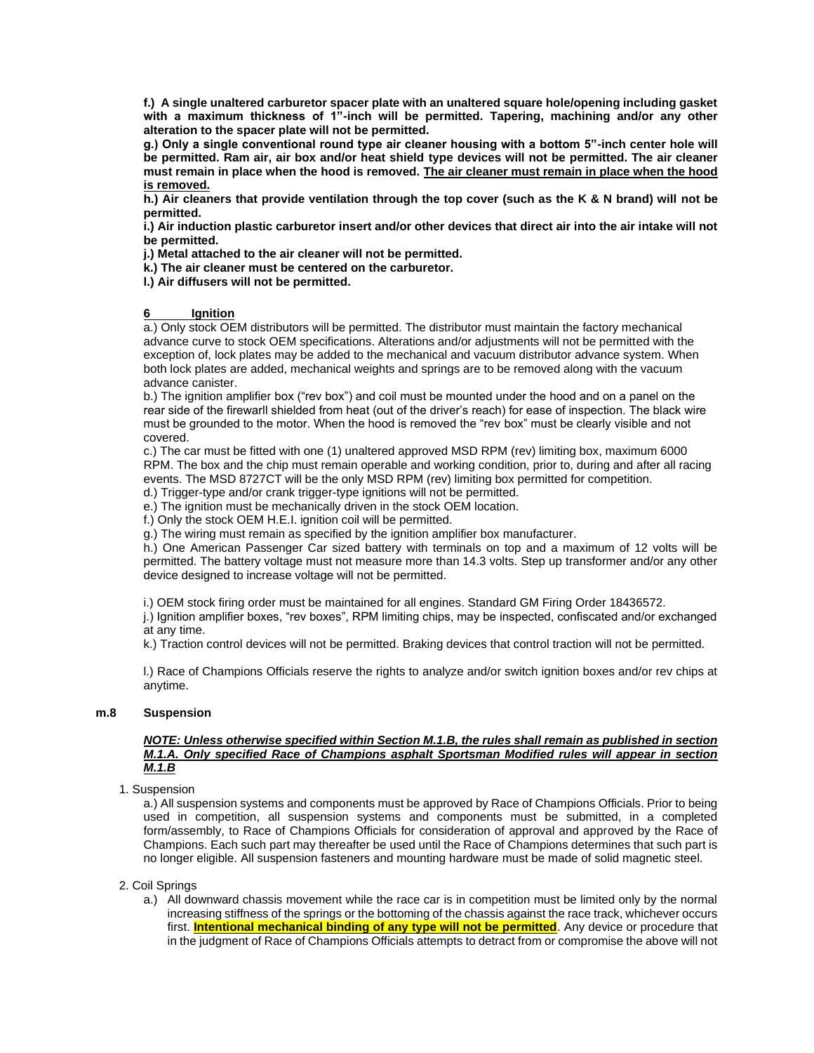**f.) A single unaltered carburetor spacer plate with an unaltered square hole/opening including gasket with a maximum thickness of 1"-inch will be permitted. Tapering, machining and/or any other alteration to the spacer plate will not be permitted.**

**g.) Only a single conventional round type air cleaner housing with a bottom 5"-inch center hole will be permitted. Ram air, air box and/or heat shield type devices will not be permitted. The air cleaner must remain in place when the hood is removed. <u>The air cleaner must remain in place when the hood is removed.</u>**

**h.) Air cleaners that provide ventilation through the top cover (such as the K & N brand) will not be permitted.**

**i.) Air induction plastic carburetor insert and/or other devices that direct air into the air intake will not be permitted.**

**j.) Metal attached to the air cleaner will not be permitted.**

**k.) The air cleaner must be centered on the carburetor.**

**l.) Air diffusers will not be permitted.**

**<u>6 Ignition</u>**

a.) Only stock OEM distributors will be permitted. The distributor must maintain the factory mechanical advance curve to stock OEM specifications. Alterations and/or adjustments will not be permitted with the exception of, lock plates may be added to the mechanical and vacuum distributor advance system. When both lock plates are added, mechanical weights and springs are to be removed along with the vacuum advance canister.

b.) The ignition amplifier box ("rev box") and coil must be mounted under the hood and on a panel on the rear side of the firewarll shielded from heat (out of the driver's reach) for ease of inspection. The black wire must be grounded to the motor. When the hood is removed the "rev box" must be clearly visible and not covered.

c.) The car must be fitted with one (1) unaltered approved MSD RPM (rev) limiting box, maximum 6000 RPM. The box and the chip must remain operable and working condition, prior to, during and after all racing events. The MSD 8727CT will be the only MSD RPM (rev) limiting box permitted for competition.

d.) Trigger-type and/or crank trigger-type ignitions will not be permitted.

e.) The ignition must be mechanically driven in the stock OEM location.

f.) Only the stock OEM H.E.I. ignition coil will be permitted.

g.) The wiring must remain as specified by the ignition amplifier box manufacturer.

h.) One American Passenger Car sized battery with terminals on top and a maximum of 12 volts will be permitted. The battery voltage must not measure more than 14.3 volts. Step up transformer and/or any other device designed to increase voltage will not be permitted.

i.) OEM stock firing order must be maintained for all engines. Standard GM Firing Order 18436572.

j.) Ignition amplifier boxes, "rev boxes", RPM limiting chips, may be inspected, confiscated and/or exchanged at any time.

k.) Traction control devices will not be permitted. Braking devices that control traction will not be permitted.

l.) Race of Champions Officials reserve the rights to analyze and/or switch ignition boxes and/or rev chips at anytime.

**m.8 Suspension**

***<u>NOTE: Unless otherwise specified within Section M.1.B, the rules shall remain as published in section M.1.A. Only specified Race of Champions asphalt Sportsman Modified rules will appear in section M.1.B</u>***

1. Suspension

a.) All suspension systems and components must be approved by Race of Champions Officials. Prior to being used in competition, all suspension systems and components must be submitted, in a completed form/assembly, to Race of Champions Officials for consideration of approval and approved by the Race of Champions. Each such part may thereafter be used until the Race of Champions determines that such part is no longer eligible. All suspension fasteners and mounting hardware must be made of solid magnetic steel.

2. Coil Springs

a.) All downward chassis movement while the race car is in competition must be limited only by the normal increasing stiffness of the springs or the bottoming of the chassis against the race track, whichever occurs first. **<u>Intentional mechanical binding of any type will not be permitted</u>**. Any device or procedure that in the judgment of Race of Champions Officials attempts to detract from or compromise the above will not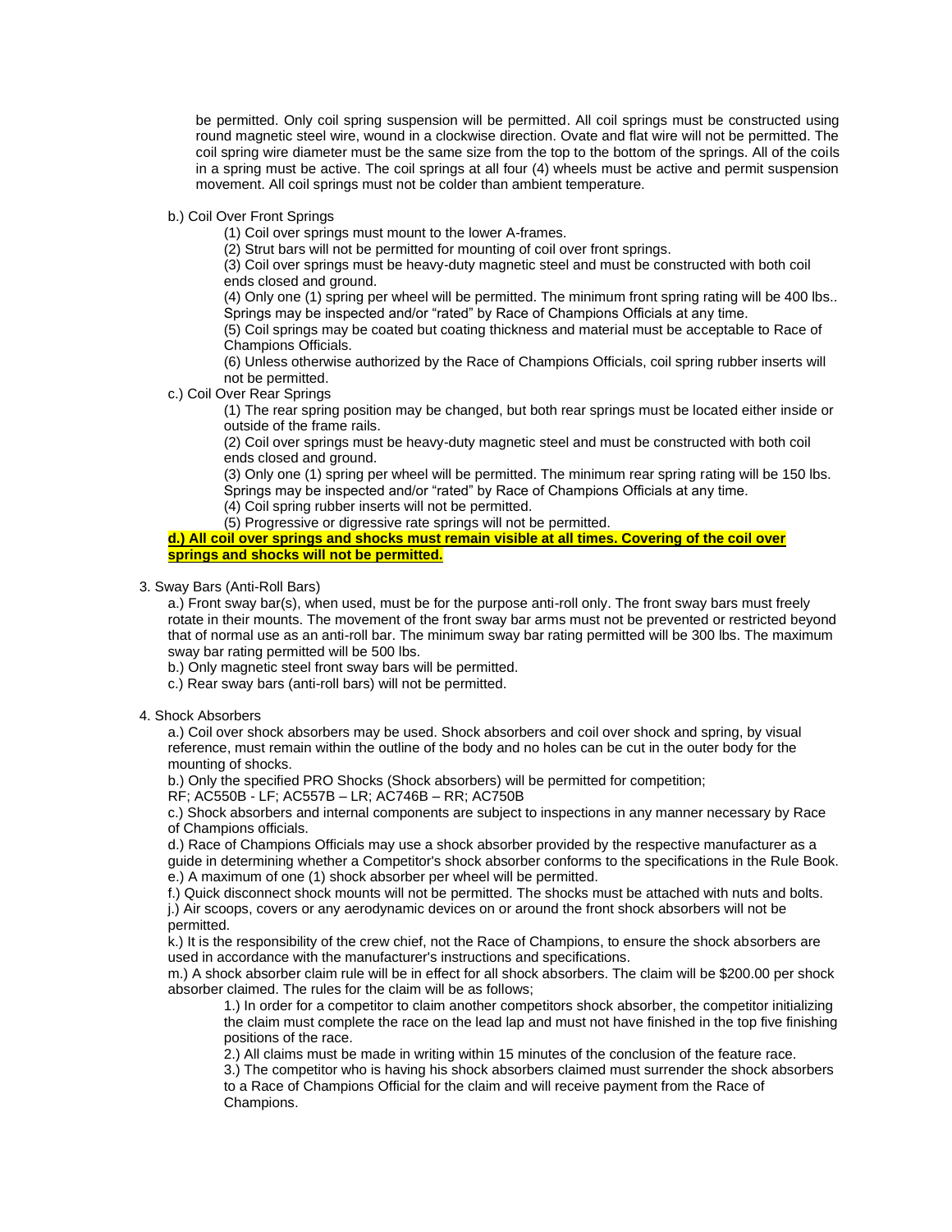be permitted. Only coil spring suspension will be permitted. All coil springs must be constructed using round magnetic steel wire, wound in a clockwise direction. Ovate and flat wire will not be permitted. The coil spring wire diameter must be the same size from the top to the bottom of the springs. All of the coils in a spring must be active. The coil springs at all four (4) wheels must be active and permit suspension movement. All coil springs must not be colder than ambient temperature.

b.) Coil Over Front Springs

(1) Coil over springs must mount to the lower A-frames.

(2) Strut bars will not be permitted for mounting of coil over front springs.

(3) Coil over springs must be heavy-duty magnetic steel and must be constructed with both coil ends closed and ground.

(4) Only one (1) spring per wheel will be permitted. The minimum front spring rating will be 400 lbs.. Springs may be inspected and/or "rated" by Race of Champions Officials at any time.

(5) Coil springs may be coated but coating thickness and material must be acceptable to Race of Champions Officials.

(6) Unless otherwise authorized by the Race of Champions Officials, coil spring rubber inserts will not be permitted.

c.) Coil Over Rear Springs

(1) The rear spring position may be changed, but both rear springs must be located either inside or outside of the frame rails.

(2) Coil over springs must be heavy-duty magnetic steel and must be constructed with both coil ends closed and ground.

(3) Only one (1) spring per wheel will be permitted. The minimum rear spring rating will be 150 lbs. Springs may be inspected and/or "rated" by Race of Champions Officials at any time.

(4) Coil spring rubber inserts will not be permitted.

(5) Progressive or digressive rate springs will not be permitted.

**d.) All coil over springs and shocks must remain visible at all times. Covering of the coil over springs and shocks will not be permitted.**

3. Sway Bars (Anti-Roll Bars)

a.) Front sway bar(s), when used, must be for the purpose anti-roll only. The front sway bars must freely rotate in their mounts. The movement of the front sway bar arms must not be prevented or restricted beyond that of normal use as an anti-roll bar. The minimum sway bar rating permitted will be 300 lbs. The maximum sway bar rating permitted will be 500 lbs.

b.) Only magnetic steel front sway bars will be permitted.

c.) Rear sway bars (anti-roll bars) will not be permitted.

4. Shock Absorbers

a.) Coil over shock absorbers may be used. Shock absorbers and coil over shock and spring, by visual reference, must remain within the outline of the body and no holes can be cut in the outer body for the mounting of shocks.

b.) Only the specified PRO Shocks (Shock absorbers) will be permitted for competition;
RF; AC550B - LF; AC557B – LR; AC746B – RR; AC750B

c.) Shock absorbers and internal components are subject to inspections in any manner necessary by Race of Champions officials.

d.) Race of Champions Officials may use a shock absorber provided by the respective manufacturer as a guide in determining whether a Competitor's shock absorber conforms to the specifications in the Rule Book.

e.) A maximum of one (1) shock absorber per wheel will be permitted.

f.) Quick disconnect shock mounts will not be permitted. The shocks must be attached with nuts and bolts.

j.) Air scoops, covers or any aerodynamic devices on or around the front shock absorbers will not be permitted.

k.) It is the responsibility of the crew chief, not the Race of Champions, to ensure the shock absorbers are used in accordance with the manufacturer's instructions and specifications.

m.) A shock absorber claim rule will be in effect for all shock absorbers. The claim will be $200.00 per shock absorber claimed. The rules for the claim will be as follows;

1.) In order for a competitor to claim another competitors shock absorber, the competitor initializing the claim must complete the race on the lead lap and must not have finished in the top five finishing positions of the race.

2.) All claims must be made in writing within 15 minutes of the conclusion of the feature race.

3.) The competitor who is having his shock absorbers claimed must surrender the shock absorbers to a Race of Champions Official for the claim and will receive payment from the Race of Champions.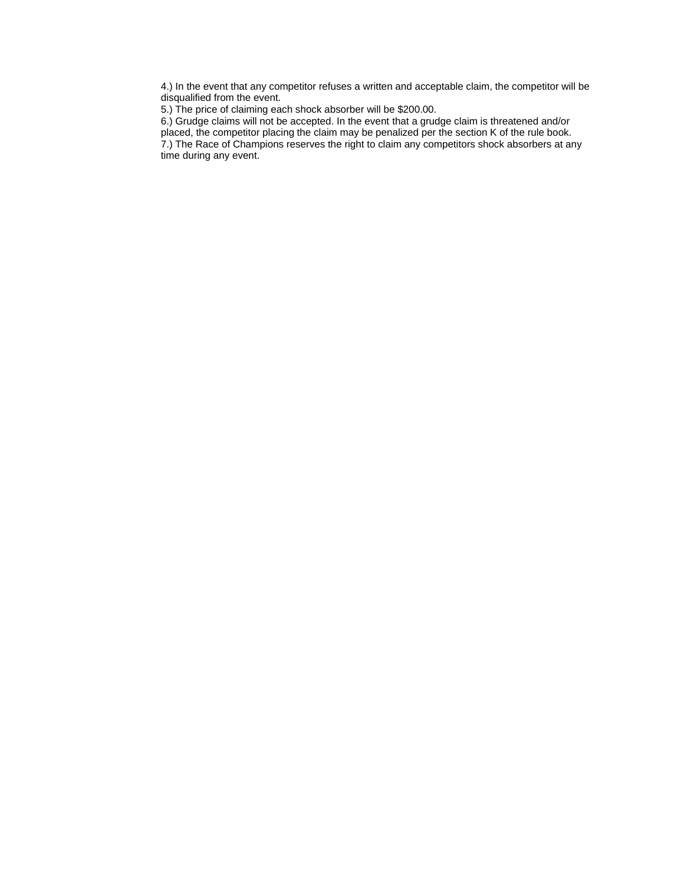4.) In the event that any competitor refuses a written and acceptable claim, the competitor will be disqualified from the event.
5.) The price of claiming each shock absorber will be $200.00.
6.) Grudge claims will not be accepted. In the event that a grudge claim is threatened and/or placed, the competitor placing the claim may be penalized per the section K of the rule book.
7.) The Race of Champions reserves the right to claim any competitors shock absorbers at any time during any event.